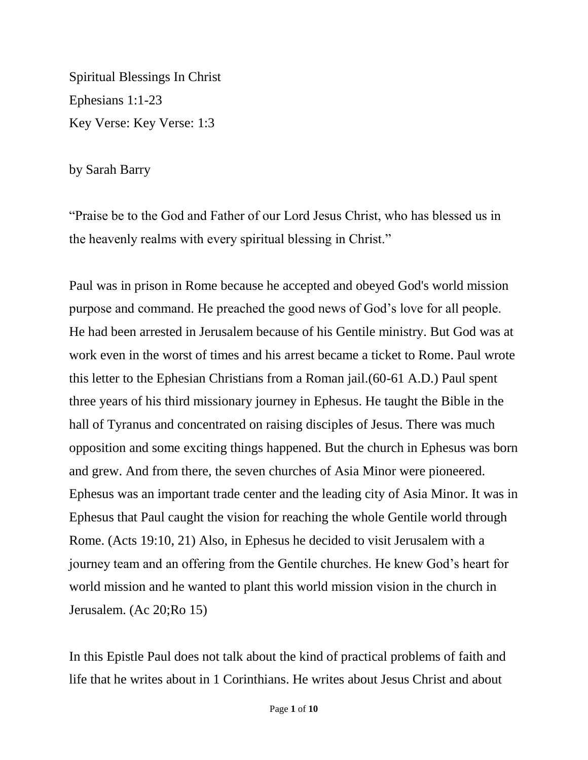# Spiritual Blessings In Christ

Ephesians 1:1-23

Key Verse: Key Verse: 1:3

by Sarah Barry

"Praise be to the God and Father of our Lord Jesus Christ, who has blessed us in the heavenly realms with every spiritual blessing in Christ."

Paul was in prison in Rome because he accepted and obeyed God's world mission purpose and command. He preached the good news of God's love for all people. He had been arrested in Jerusalem because of his Gentile ministry. But God was at work even in the worst of times and his arrest became a ticket to Rome. Paul wrote this letter to the Ephesian Christians from a Roman jail.(60-61 A.D.) Paul spent three years of his third missionary journey in Ephesus. He taught the Bible in the hall of Tyranus and concentrated on raising disciples of Jesus. There was much opposition and some exciting things happened. But the church in Ephesus was born and grew. And from there, the seven churches of Asia Minor were pioneered. Ephesus was an important trade center and the leading city of Asia Minor. It was in Ephesus that Paul caught the vision for reaching the whole Gentile world through Rome. (Acts 19:10, 21) Also, in Ephesus he decided to visit Jerusalem with a journey team and an offering from the Gentile churches. He knew God's heart for world mission and he wanted to plant this world mission vision in the church in Jerusalem. (Ac 20;Ro 15)

In this Epistle Paul does not talk about the kind of practical problems of faith and life that he writes about in 1 Corinthians. He writes about Jesus Christ and about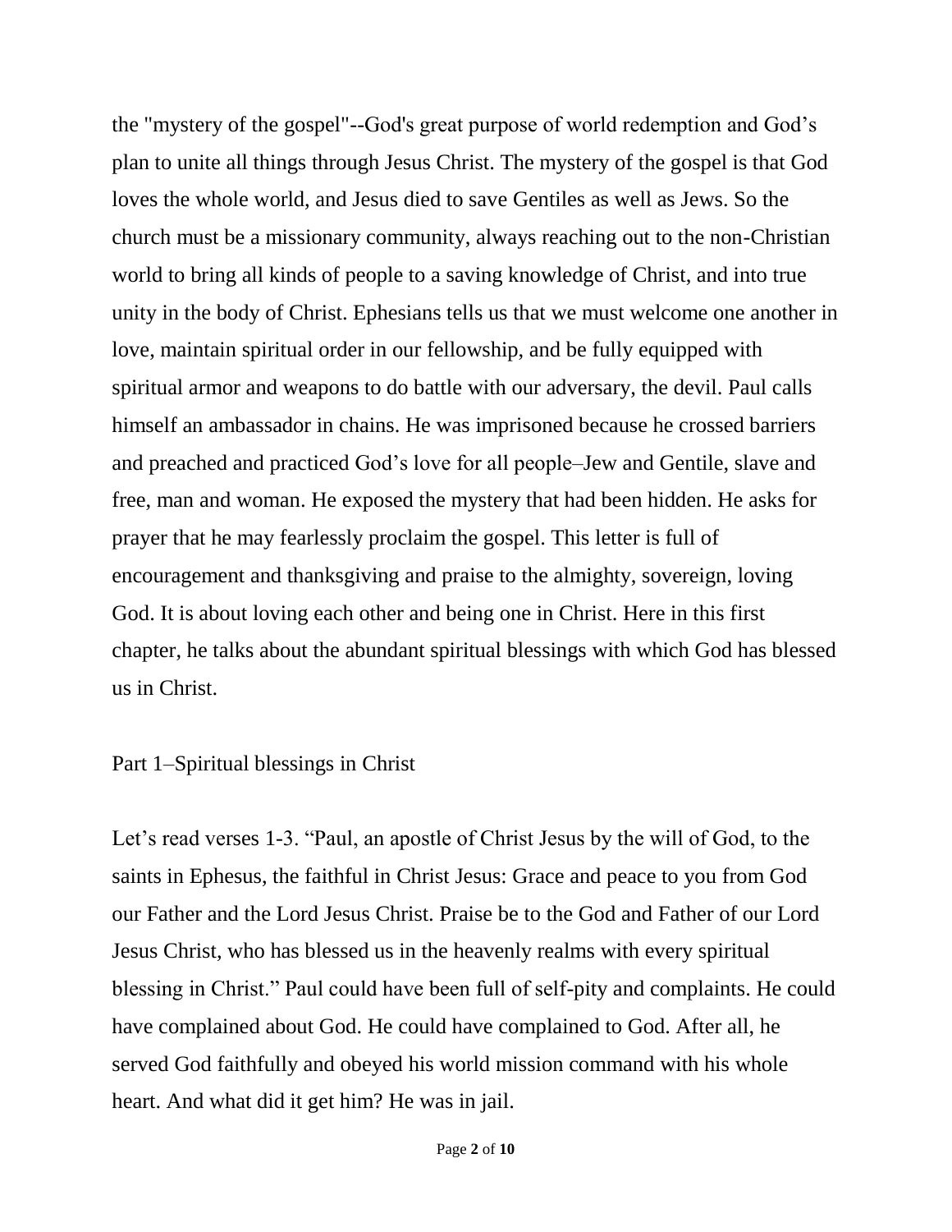the "mystery of the gospel"--God's great purpose of world redemption and God's plan to unite all things through Jesus Christ. The mystery of the gospel is that God loves the whole world, and Jesus died to save Gentiles as well as Jews. So the church must be a missionary community, always reaching out to the non-Christian world to bring all kinds of people to a saving knowledge of Christ, and into true unity in the body of Christ. Ephesians tells us that we must welcome one another in love, maintain spiritual order in our fellowship, and be fully equipped with spiritual armor and weapons to do battle with our adversary, the devil. Paul calls himself an ambassador in chains. He was imprisoned because he crossed barriers and preached and practiced God's love for all people–Jew and Gentile, slave and free, man and woman. He exposed the mystery that had been hidden. He asks for prayer that he may fearlessly proclaim the gospel. This letter is full of encouragement and thanksgiving and praise to the almighty, sovereign, loving God. It is about loving each other and being one in Christ. Here in this first chapter, he talks about the abundant spiritual blessings with which God has blessed us in Christ.

Part 1–Spiritual blessings in Christ

Let's read verses 1-3. "Paul, an apostle of Christ Jesus by the will of God, to the saints in Ephesus, the faithful in Christ Jesus: Grace and peace to you from God our Father and the Lord Jesus Christ. Praise be to the God and Father of our Lord Jesus Christ, who has blessed us in the heavenly realms with every spiritual blessing in Christ." Paul could have been full of self-pity and complaints. He could have complained about God. He could have complained to God. After all, he served God faithfully and obeyed his world mission command with his whole heart. And what did it get him? He was in jail.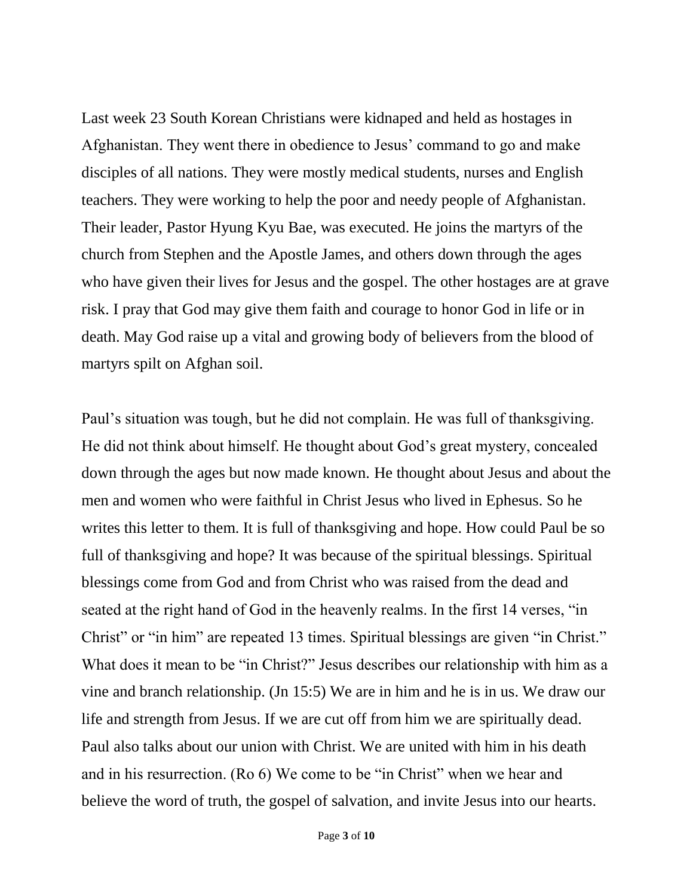Last week 23 South Korean Christians were kidnaped and held as hostages in Afghanistan. They went there in obedience to Jesus' command to go and make disciples of all nations. They were mostly medical students, nurses and English teachers. They were working to help the poor and needy people of Afghanistan. Their leader, Pastor Hyung Kyu Bae, was executed. He joins the martyrs of the church from Stephen and the Apostle James, and others down through the ages who have given their lives for Jesus and the gospel. The other hostages are at grave risk. I pray that God may give them faith and courage to honor God in life or in death. May God raise up a vital and growing body of believers from the blood of martyrs spilt on Afghan soil.

Paul's situation was tough, but he did not complain. He was full of thanksgiving. He did not think about himself. He thought about God's great mystery, concealed down through the ages but now made known. He thought about Jesus and about the men and women who were faithful in Christ Jesus who lived in Ephesus. So he writes this letter to them. It is full of thanksgiving and hope. How could Paul be so full of thanksgiving and hope? It was because of the spiritual blessings. Spiritual blessings come from God and from Christ who was raised from the dead and seated at the right hand of God in the heavenly realms. In the first 14 verses, "in Christ" or "in him" are repeated 13 times. Spiritual blessings are given "in Christ." What does it mean to be "in Christ?" Jesus describes our relationship with him as a vine and branch relationship. (Jn 15:5) We are in him and he is in us. We draw our life and strength from Jesus. If we are cut off from him we are spiritually dead. Paul also talks about our union with Christ. We are united with him in his death and in his resurrection. (Ro 6) We come to be "in Christ" when we hear and believe the word of truth, the gospel of salvation, and invite Jesus into our hearts.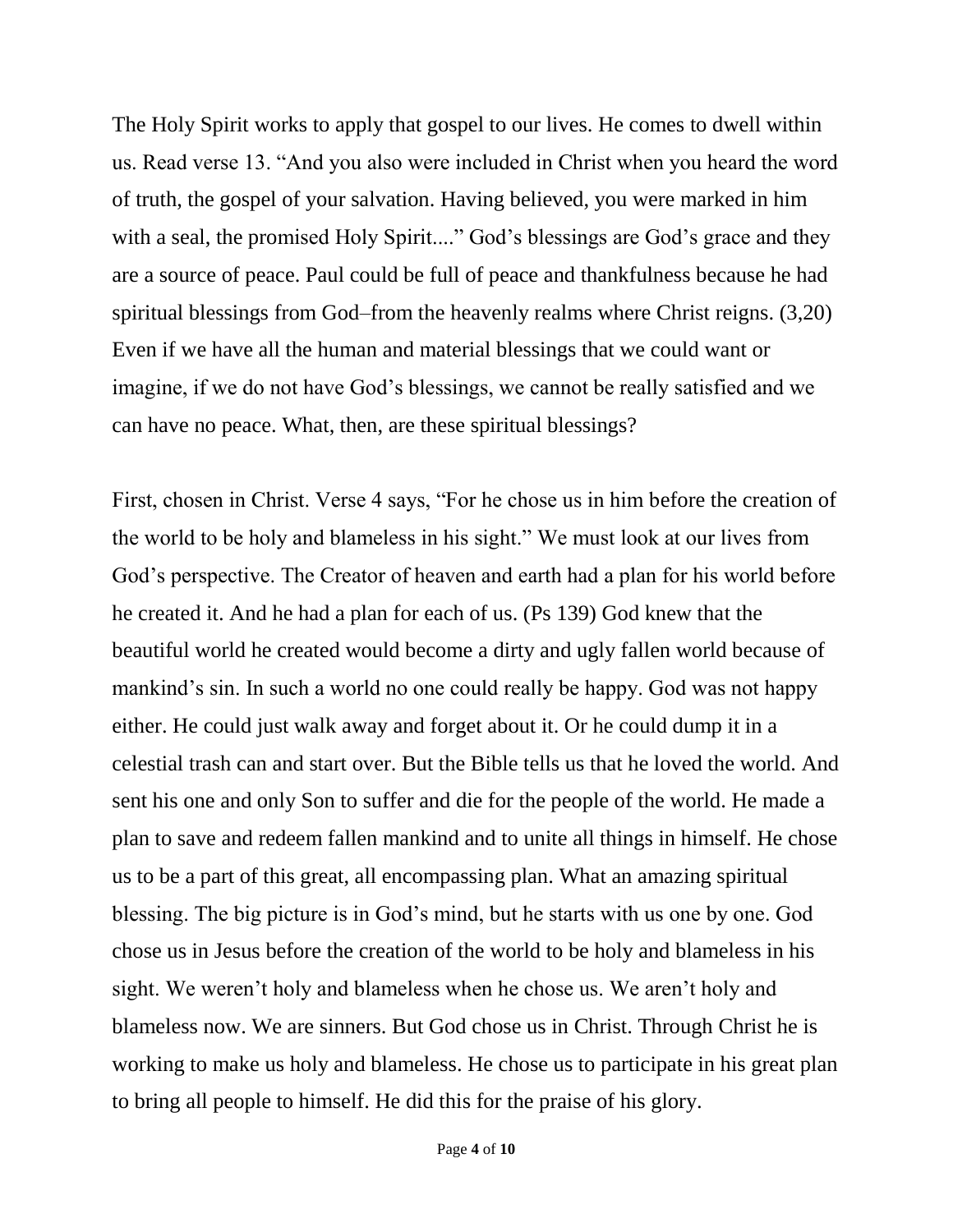The Holy Spirit works to apply that gospel to our lives. He comes to dwell within us. Read verse 13. “And you also were included in Christ when you heard the word of truth, the gospel of your salvation. Having believed, you were marked in him with a seal, the promised Holy Spirit....” God’s blessings are God’s grace and they are a source of peace. Paul could be full of peace and thankfulness because he had spiritual blessings from God–from the heavenly realms where Christ reigns. (3,20) Even if we have all the human and material blessings that we could want or imagine, if we do not have God’s blessings, we cannot be really satisfied and we can have no peace. What, then, are these spiritual blessings?

First, chosen in Christ. Verse 4 says, “For he chose us in him before the creation of the world to be holy and blameless in his sight.” We must look at our lives from God’s perspective. The Creator of heaven and earth had a plan for his world before he created it. And he had a plan for each of us. (Ps 139) God knew that the beautiful world he created would become a dirty and ugly fallen world because of mankind’s sin. In such a world no one could really be happy. God was not happy either. He could just walk away and forget about it. Or he could dump it in a celestial trash can and start over. But the Bible tells us that he loved the world. And sent his one and only Son to suffer and die for the people of the world. He made a plan to save and redeem fallen mankind and to unite all things in himself. He chose us to be a part of this great, all encompassing plan. What an amazing spiritual blessing. The big picture is in God’s mind, but he starts with us one by one. God chose us in Jesus before the creation of the world to be holy and blameless in his sight. We weren’t holy and blameless when he chose us. We aren’t holy and blameless now. We are sinners. But God chose us in Christ. Through Christ he is working to make us holy and blameless. He chose us to participate in his great plan to bring all people to himself. He did this for the praise of his glory.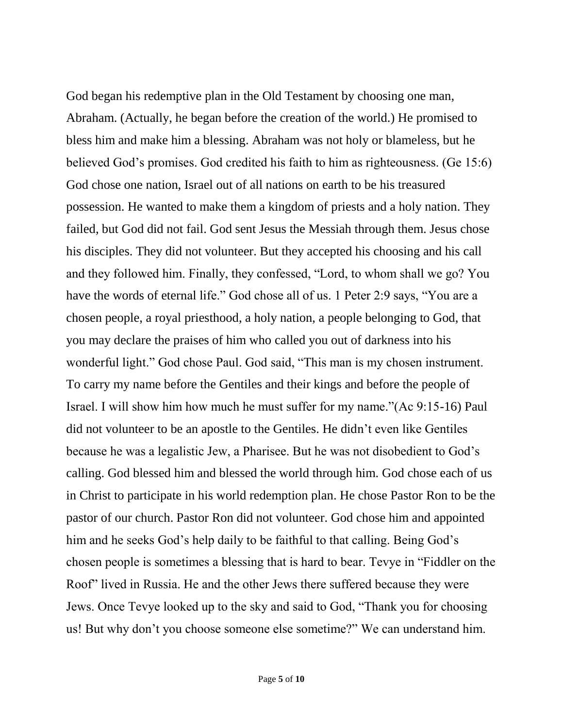God began his redemptive plan in the Old Testament by choosing one man, Abraham. (Actually, he began before the creation of the world.) He promised to bless him and make him a blessing. Abraham was not holy or blameless, but he believed God's promises. God credited his faith to him as righteousness. (Ge 15:6) God chose one nation, Israel out of all nations on earth to be his treasured possession. He wanted to make them a kingdom of priests and a holy nation. They failed, but God did not fail. God sent Jesus the Messiah through them. Jesus chose his disciples. They did not volunteer. But they accepted his choosing and his call and they followed him. Finally, they confessed, "Lord, to whom shall we go? You have the words of eternal life." God chose all of us. 1 Peter 2:9 says, "You are a chosen people, a royal priesthood, a holy nation, a people belonging to God, that you may declare the praises of him who called you out of darkness into his wonderful light." God chose Paul. God said, "This man is my chosen instrument. To carry my name before the Gentiles and their kings and before the people of Israel. I will show him how much he must suffer for my name."(Ac 9:15-16) Paul did not volunteer to be an apostle to the Gentiles. He didn't even like Gentiles because he was a legalistic Jew, a Pharisee. But he was not disobedient to God's calling. God blessed him and blessed the world through him. God chose each of us in Christ to participate in his world redemption plan. He chose Pastor Ron to be the pastor of our church. Pastor Ron did not volunteer. God chose him and appointed him and he seeks God's help daily to be faithful to that calling. Being God's chosen people is sometimes a blessing that is hard to bear. Tevye in "Fiddler on the Roof" lived in Russia. He and the other Jews there suffered because they were Jews. Once Tevye looked up to the sky and said to God, "Thank you for choosing us! But why don't you choose someone else sometime?" We can understand him.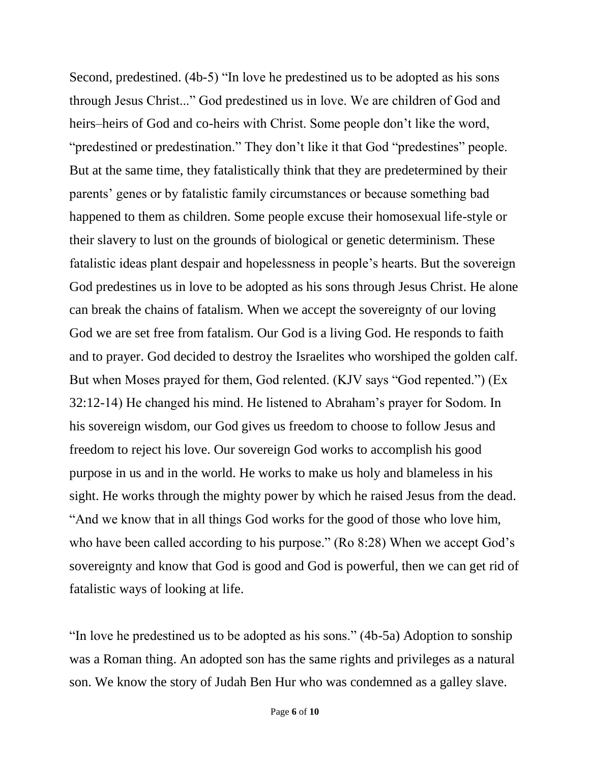Second, predestined. (4b-5) "In love he predestined us to be adopted as his sons through Jesus Christ..." God predestined us in love. We are children of God and heirs–heirs of God and co-heirs with Christ. Some people don't like the word, "predestined or predestination." They don't like it that God "predestines" people. But at the same time, they fatalistically think that they are predetermined by their parents' genes or by fatalistic family circumstances or because something bad happened to them as children. Some people excuse their homosexual life-style or their slavery to lust on the grounds of biological or genetic determinism. These fatalistic ideas plant despair and hopelessness in people's hearts. But the sovereign God predestines us in love to be adopted as his sons through Jesus Christ. He alone can break the chains of fatalism. When we accept the sovereignty of our loving God we are set free from fatalism. Our God is a living God. He responds to faith and to prayer. God decided to destroy the Israelites who worshiped the golden calf. But when Moses prayed for them, God relented. (KJV says "God repented.") (Ex 32:12-14) He changed his mind. He listened to Abraham's prayer for Sodom. In his sovereign wisdom, our God gives us freedom to choose to follow Jesus and freedom to reject his love. Our sovereign God works to accomplish his good purpose in us and in the world. He works to make us holy and blameless in his sight. He works through the mighty power by which he raised Jesus from the dead. "And we know that in all things God works for the good of those who love him, who have been called according to his purpose." (Ro 8:28) When we accept God's sovereignty and know that God is good and God is powerful, then we can get rid of fatalistic ways of looking at life.

"In love he predestined us to be adopted as his sons." (4b-5a) Adoption to sonship was a Roman thing. An adopted son has the same rights and privileges as a natural son. We know the story of Judah Ben Hur who was condemned as a galley slave.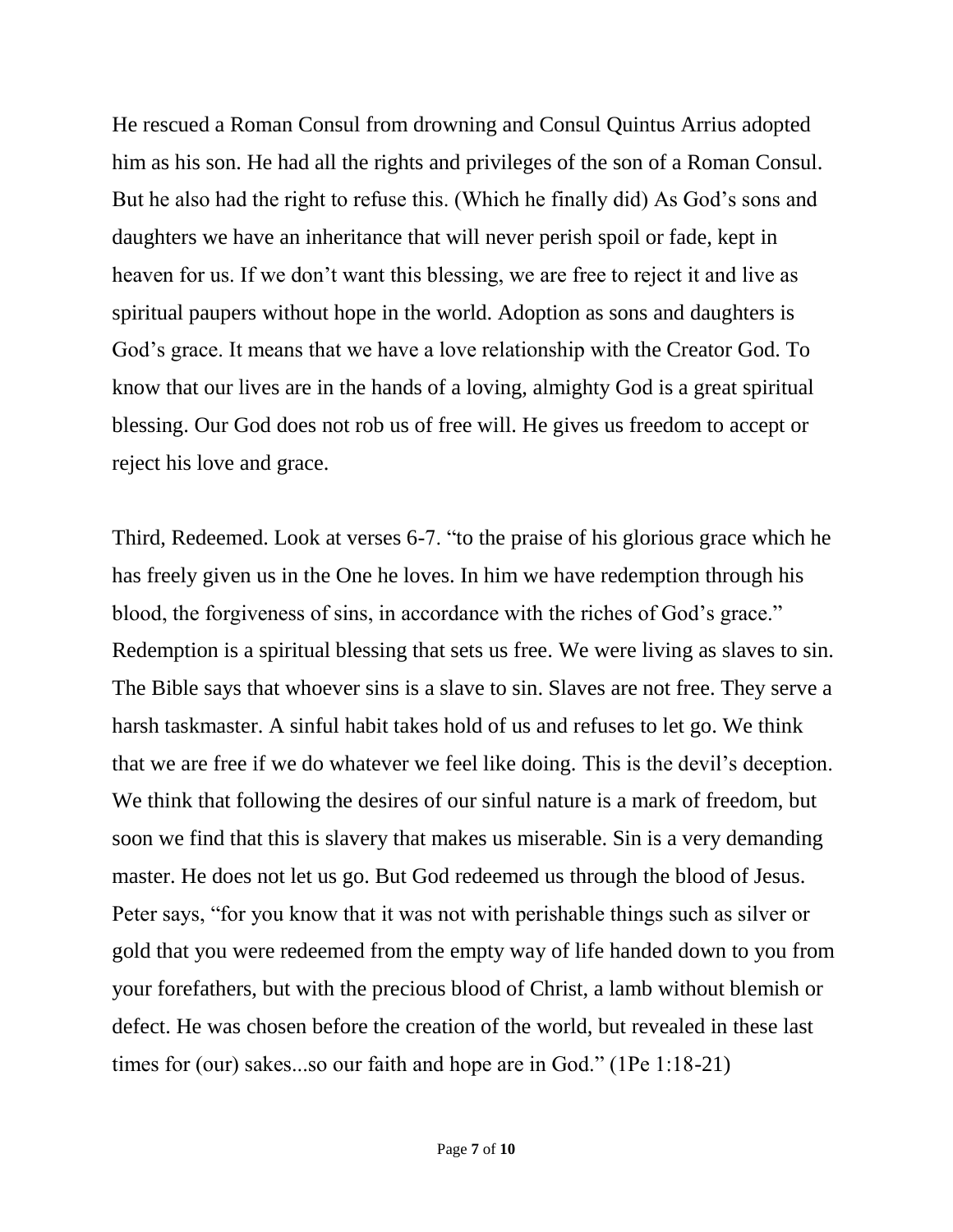He rescued a Roman Consul from drowning and Consul Quintus Arrius adopted him as his son. He had all the rights and privileges of the son of a Roman Consul. But he also had the right to refuse this. (Which he finally did) As God's sons and daughters we have an inheritance that will never perish spoil or fade, kept in heaven for us. If we don't want this blessing, we are free to reject it and live as spiritual paupers without hope in the world. Adoption as sons and daughters is God's grace. It means that we have a love relationship with the Creator God. To know that our lives are in the hands of a loving, almighty God is a great spiritual blessing. Our God does not rob us of free will. He gives us freedom to accept or reject his love and grace.

Third, Redeemed. Look at verses 6-7. "to the praise of his glorious grace which he has freely given us in the One he loves. In him we have redemption through his blood, the forgiveness of sins, in accordance with the riches of God's grace." Redemption is a spiritual blessing that sets us free. We were living as slaves to sin. The Bible says that whoever sins is a slave to sin. Slaves are not free. They serve a harsh taskmaster. A sinful habit takes hold of us and refuses to let go. We think that we are free if we do whatever we feel like doing. This is the devil's deception. We think that following the desires of our sinful nature is a mark of freedom, but soon we find that this is slavery that makes us miserable. Sin is a very demanding master. He does not let us go. But God redeemed us through the blood of Jesus. Peter says, "for you know that it was not with perishable things such as silver or gold that you were redeemed from the empty way of life handed down to you from your forefathers, but with the precious blood of Christ, a lamb without blemish or defect. He was chosen before the creation of the world, but revealed in these last times for (our) sakes...so our faith and hope are in God." (1Pe 1:18-21)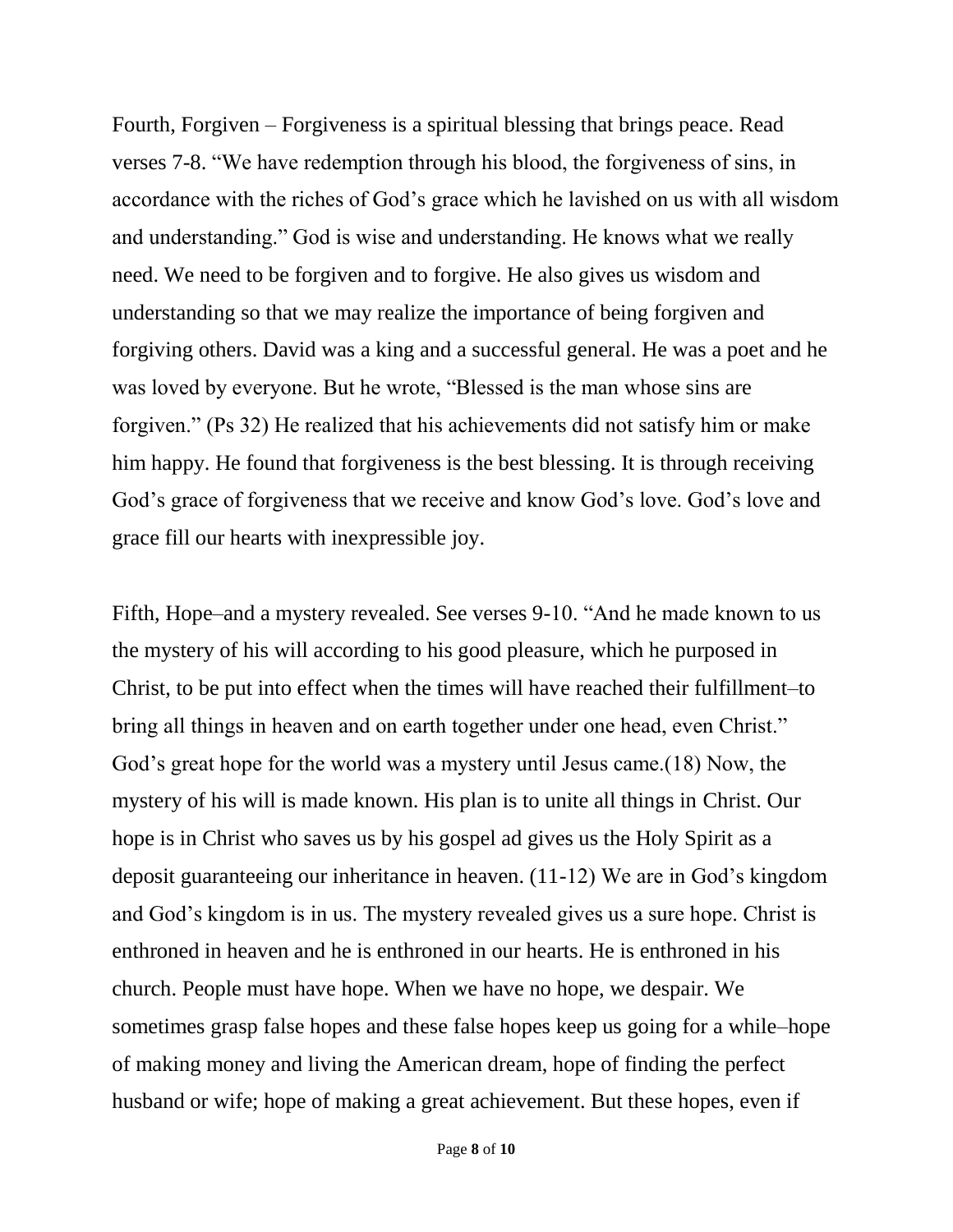Fourth, Forgiven – Forgiveness is a spiritual blessing that brings peace. Read verses 7-8. "We have redemption through his blood, the forgiveness of sins, in accordance with the riches of God's grace which he lavished on us with all wisdom and understanding." God is wise and understanding. He knows what we really need. We need to be forgiven and to forgive. He also gives us wisdom and understanding so that we may realize the importance of being forgiven and forgiving others. David was a king and a successful general. He was a poet and he was loved by everyone. But he wrote, "Blessed is the man whose sins are forgiven." (Ps 32) He realized that his achievements did not satisfy him or make him happy. He found that forgiveness is the best blessing. It is through receiving God's grace of forgiveness that we receive and know God's love. God's love and grace fill our hearts with inexpressible joy.

Fifth, Hope–and a mystery revealed. See verses 9-10. "And he made known to us the mystery of his will according to his good pleasure, which he purposed in Christ, to be put into effect when the times will have reached their fulfillment–to bring all things in heaven and on earth together under one head, even Christ." God's great hope for the world was a mystery until Jesus came.(18) Now, the mystery of his will is made known. His plan is to unite all things in Christ. Our hope is in Christ who saves us by his gospel ad gives us the Holy Spirit as a deposit guaranteeing our inheritance in heaven. (11-12) We are in God's kingdom and God's kingdom is in us. The mystery revealed gives us a sure hope. Christ is enthroned in heaven and he is enthroned in our hearts. He is enthroned in his church. People must have hope. When we have no hope, we despair. We sometimes grasp false hopes and these false hopes keep us going for a while–hope of making money and living the American dream, hope of finding the perfect husband or wife; hope of making a great achievement. But these hopes, even if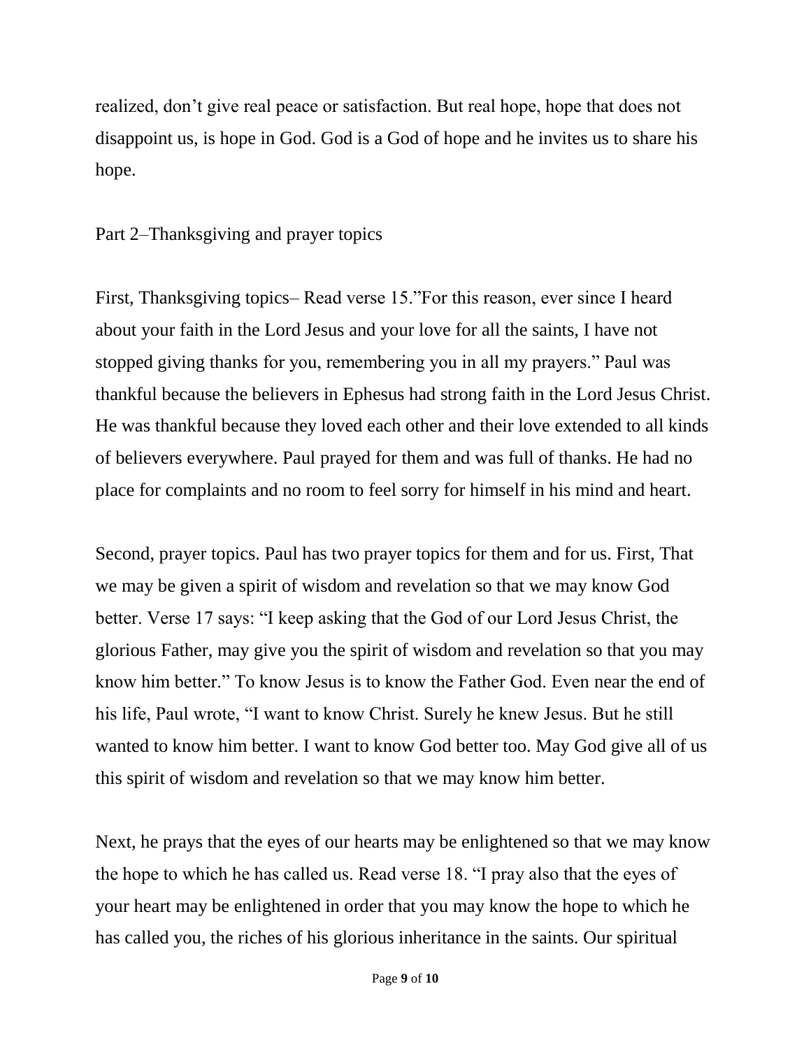realized, don't give real peace or satisfaction. But real hope, hope that does not disappoint us, is hope in God. God is a God of hope and he invites us to share his hope.

Part 2–Thanksgiving and prayer topics

First, Thanksgiving topics– Read verse 15."For this reason, ever since I heard about your faith in the Lord Jesus and your love for all the saints, I have not stopped giving thanks for you, remembering you in all my prayers." Paul was thankful because the believers in Ephesus had strong faith in the Lord Jesus Christ. He was thankful because they loved each other and their love extended to all kinds of believers everywhere. Paul prayed for them and was full of thanks. He had no place for complaints and no room to feel sorry for himself in his mind and heart.

Second, prayer topics. Paul has two prayer topics for them and for us. First, That we may be given a spirit of wisdom and revelation so that we may know God better. Verse 17 says: "I keep asking that the God of our Lord Jesus Christ, the glorious Father, may give you the spirit of wisdom and revelation so that you may know him better." To know Jesus is to know the Father God. Even near the end of his life, Paul wrote, "I want to know Christ. Surely he knew Jesus. But he still wanted to know him better. I want to know God better too. May God give all of us this spirit of wisdom and revelation so that we may know him better.

Next, he prays that the eyes of our hearts may be enlightened so that we may know the hope to which he has called us. Read verse 18. "I pray also that the eyes of your heart may be enlightened in order that you may know the hope to which he has called you, the riches of his glorious inheritance in the saints. Our spiritual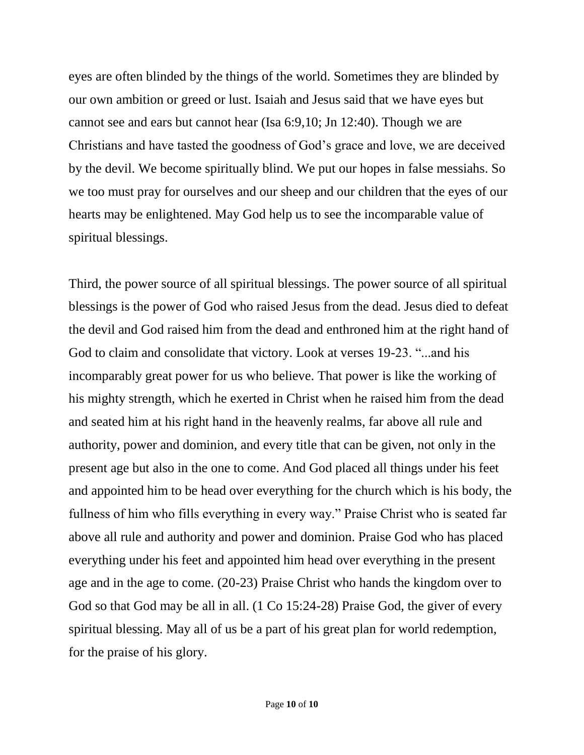eyes are often blinded by the things of the world. Sometimes they are blinded by our own ambition or greed or lust. Isaiah and Jesus said that we have eyes but cannot see and ears but cannot hear (Isa 6:9,10; Jn 12:40). Though we are Christians and have tasted the goodness of God's grace and love, we are deceived by the devil. We become spiritually blind. We put our hopes in false messiahs. So we too must pray for ourselves and our sheep and our children that the eyes of our hearts may be enlightened. May God help us to see the incomparable value of spiritual blessings.

Third, the power source of all spiritual blessings. The power source of all spiritual blessings is the power of God who raised Jesus from the dead. Jesus died to defeat the devil and God raised him from the dead and enthroned him at the right hand of God to claim and consolidate that victory. Look at verses 19-23. "...and his incomparably great power for us who believe. That power is like the working of his mighty strength, which he exerted in Christ when he raised him from the dead and seated him at his right hand in the heavenly realms, far above all rule and authority, power and dominion, and every title that can be given, not only in the present age but also in the one to come. And God placed all things under his feet and appointed him to be head over everything for the church which is his body, the fullness of him who fills everything in every way." Praise Christ who is seated far above all rule and authority and power and dominion. Praise God who has placed everything under his feet and appointed him head over everything in the present age and in the age to come. (20-23) Praise Christ who hands the kingdom over to God so that God may be all in all. (1 Co 15:24-28) Praise God, the giver of every spiritual blessing. May all of us be a part of his great plan for world redemption, for the praise of his glory.